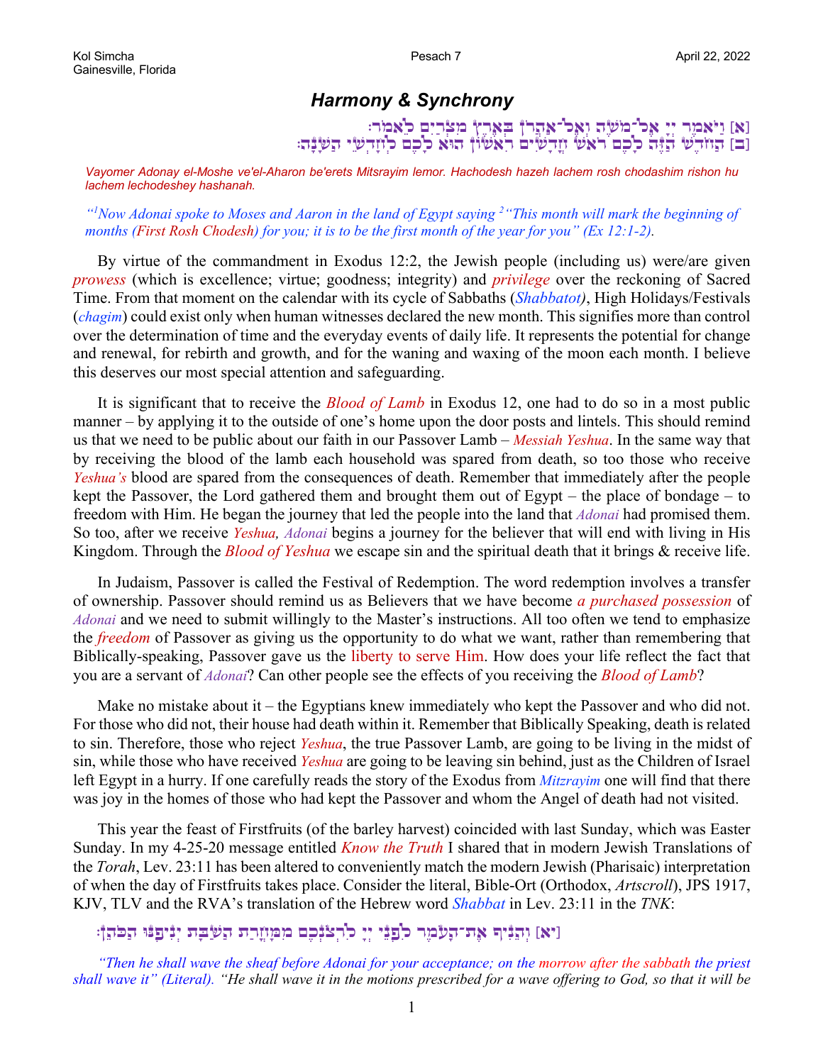Kol Simcha
Gainesville, Florida

Pesach 7

April 22, 2022

# *Harmony & Synchrony*

[א] וַיֹּאמֶר יְיָ אֶל־מֹשֶׁה וְאֶל־אַהֲרֹן בְּאֶרֶץ מִצְרַיִם לֵאמֹר׃
[ב] הַחֹדֶשׁ הַזֶּה לָכֶם רֹאשׁ חֳדָשִׁים רִאשׁוֹן הוּא לָכֶם לְחָדְשֵׁי הַשָּׁנָה׃

*Vayomer Adonay el-Moshe ve'el-Aharon be'erets Mitsrayim lemor. Hachodesh hazeh lachem rosh chodashim rishon hu lachem lechodeshey hashanah.*

*"[1]Now Adonai spoke to Moses and Aaron in the land of Egypt saying [2]"This month will mark the beginning of months (First Rosh Chodesh) for you; it is to be the first month of the year for you" (Ex 12:1-2).*

By virtue of the commandment in Exodus 12:2, the Jewish people (including us) were/are given *prowess* (which is excellence; virtue; goodness; integrity) and *privilege* over the reckoning of Sacred Time. From that moment on the calendar with its cycle of Sabbaths (*Shabbatot)*, High Holidays/Festivals (*chagim*) could exist only when human witnesses declared the new month. This signifies more than control over the determination of time and the everyday events of daily life. It represents the potential for change and renewal, for rebirth and growth, and for the waning and waxing of the moon each month. I believe this deserves our most special attention and safeguarding.

It is significant that to receive the *Blood of Lamb* in Exodus 12, one had to do so in a most public manner – by applying it to the outside of one's home upon the door posts and lintels. This should remind us that we need to be public about our faith in our Passover Lamb – *Messiah Yeshua*. In the same way that by receiving the blood of the lamb each household was spared from death, so too those who receive *Yeshua's* blood are spared from the consequences of death. Remember that immediately after the people kept the Passover, the Lord gathered them and brought them out of Egypt – the place of bondage – to freedom with Him. He began the journey that led the people into the land that *Adonai* had promised them. So too, after we receive *Yeshua, Adonai* begins a journey for the believer that will end with living in His Kingdom. Through the *Blood of Yeshua* we escape sin and the spiritual death that it brings & receive life.

In Judaism, Passover is called the Festival of Redemption. The word redemption involves a transfer of ownership. Passover should remind us as Believers that we have become *a purchased possession* of *Adonai* and we need to submit willingly to the Master's instructions. All too often we tend to emphasize the *freedom* of Passover as giving us the opportunity to do what we want, rather than remembering that Biblically-speaking, Passover gave us the liberty to serve Him. How does your life reflect the fact that you are a servant of *Adonai*? Can other people see the effects of you receiving the *Blood of Lamb*?

Make no mistake about it – the Egyptians knew immediately who kept the Passover and who did not. For those who did not, their house had death within it. Remember that Biblically Speaking, death is related to sin. Therefore, those who reject *Yeshua*, the true Passover Lamb, are going to be living in the midst of sin, while those who have received *Yeshua* are going to be leaving sin behind, just as the Children of Israel left Egypt in a hurry. If one carefully reads the story of the Exodus from *Mitzrayim* one will find that there was joy in the homes of those who had kept the Passover and whom the Angel of death had not visited.

This year the feast of Firstfruits (of the barley harvest) coincided with last Sunday, which was Easter Sunday. In my 4-25-20 message entitled *Know the Truth* I shared that in modern Jewish Translations of the *Torah*, Lev. 23:11 has been altered to conveniently match the modern Jewish (Pharisaic) interpretation of when the day of Firstfruits takes place. Consider the literal, Bible-Ort (Orthodox, *Artscroll*), JPS 1917, KJV, TLV and the RVA's translation of the Hebrew word *Shabbat* in Lev. 23:11 in the *TNK*:

[יא] וְהֵנִיף אֶת־הָעֹמֶר לִפְנֵי יְיָ לִרְצֹנְכֶם מִמָּחֳרַת הַשַּׁבָּת יְנִיפֶנּוּ הַכֹּהֵן׃

*"Then he shall wave the sheaf before Adonai for your acceptance; on the morrow after the sabbath the priest shall wave it" (Literal). "He shall wave it in the motions prescribed for a wave offering to God, so that it will be*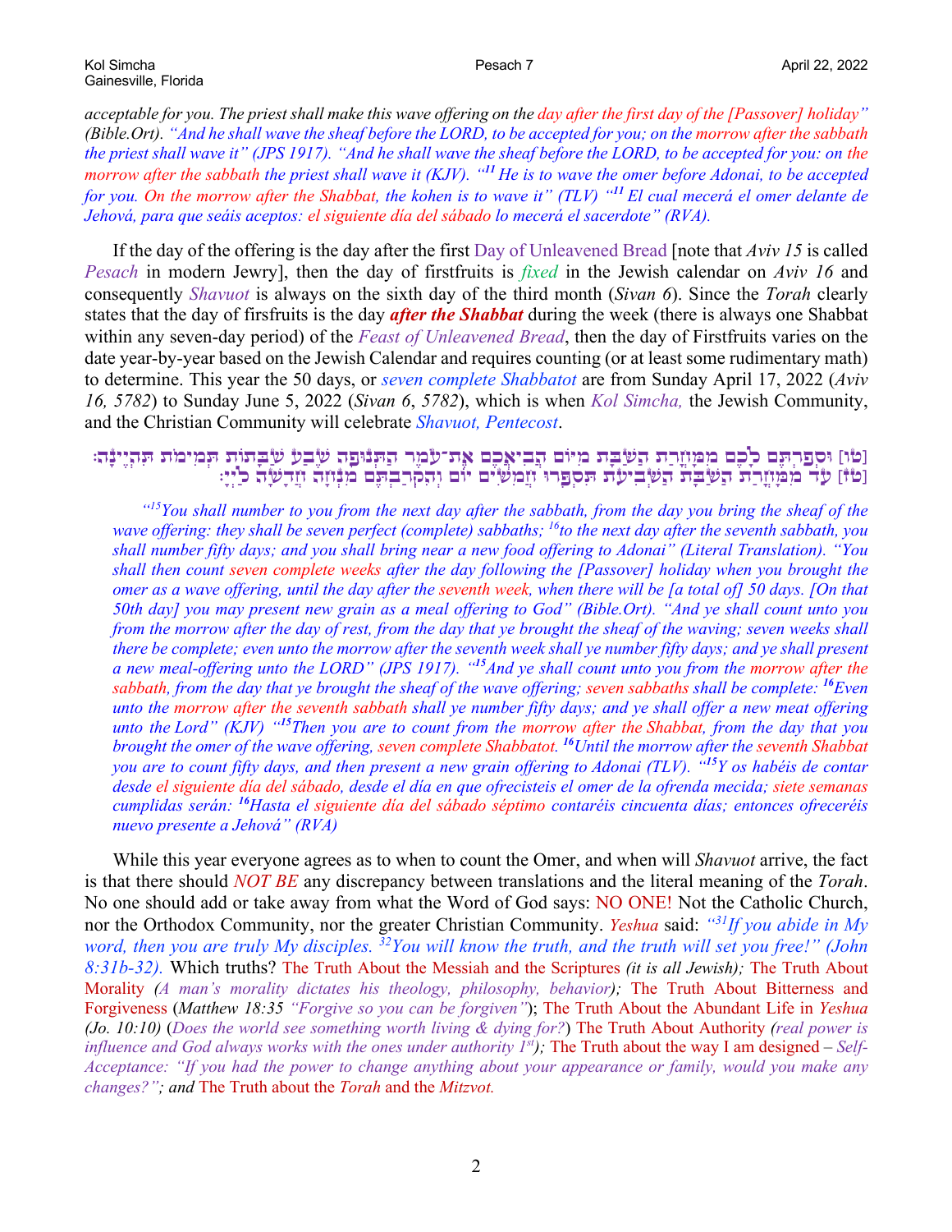*acceptable for you. The priest shall make this wave offering on the day after the first day of the [Passover] holiday" (Bible.Ort). "And he shall wave the sheaf before the LORD, to be accepted for you; on the morrow after the sabbath the priest shall wave it" (JPS 1917). "And he shall wave the sheaf before the LORD, to be accepted for you: on the morrow after the sabbath the priest shall wave it (KJV). "[11] He is to wave the omer before Adonai, to be accepted for you. On the morrow after the Shabbat, the kohen is to wave it" (TLV) "[11] El cual mecerá el omer delante de Jehová, para que seáis aceptos: el siguiente día del sábado lo mecerá el sacerdote" (RVA).*

If the day of the offering is the day after the first Day of Unleavened Bread [note that *Aviv 15* is called *Pesach* in modern Jewry], then the day of firstfruits is *fixed* in the Jewish calendar on *Aviv 16* and consequently *Shavuot* is always on the sixth day of the third month (*Sivan 6*). Since the *Torah* clearly states that the day of firsfruits is the day ***after the Shabbat*** during the week (there is always one Shabbat within any seven-day period) of the *Feast of Unleavened Bread*, then the day of Firstfruits varies on the date year-by-year based on the Jewish Calendar and requires counting (or at least some rudimentary math) to determine. This year the 50 days, or *seven complete Shabbatot* are from Sunday April 17, 2022 (*Aviv 16, 5782*) to Sunday June 5, 2022 (*Sivan 6*, *5782*), which is when *Kol Simcha,* the Jewish Community, and the Christian Community will celebrate *Shavuot, Pentecost*.

[טו] וּסְפַרְתֶּם לָכֶם מִמָּחֳרַת הַשַּׁבָּת מִיּוֹם הֲבִיאֲכֶם אֶת־עֹמֶר הַתְּנוּפָה שֶׁבַע שַׁבָּתוֹת תְּמִימֹת תִּהְיֶינָה:
[טז] עַד מִמָּחֳרַת הַשַּׁבָּת הַשְּׁבִיעִת תִּסְפְּרוּ חֲמִשִּׁים יוֹם וְהִקְרַבְתֶּם מִנְחָה חֲדָשָׁה לַיהוָה:

*"[15]You shall number to you from the next day after the sabbath, from the day you bring the sheaf of the wave offering: they shall be seven perfect (complete) sabbaths; [16]to the next day after the seventh sabbath, you shall number fifty days; and you shall bring near a new food offering to Adonai" (Literal Translation). "You shall then count seven complete weeks after the day following the [Passover] holiday when you brought the omer as a wave offering, until the day after the seventh week, when there will be [a total of] 50 days. [On that 50th day] you may present new grain as a meal offering to God" (Bible.Ort). "And ye shall count unto you from the morrow after the day of rest, from the day that ye brought the sheaf of the waving; seven weeks shall there be complete; even unto the morrow after the seventh week shall ye number fifty days; and ye shall present a new meal-offering unto the LORD" (JPS 1917). "[15]And ye shall count unto you from the morrow after the sabbath, from the day that ye brought the sheaf of the wave offering; seven sabbaths shall be complete: [16]Even unto the morrow after the seventh sabbath shall ye number fifty days; and ye shall offer a new meat offering unto the Lord" (KJV) "[15]Then you are to count from the morrow after the Shabbat, from the day that you brought the omer of the wave offering, seven complete Shabbatot. [16]Until the morrow after the seventh Shabbat you are to count fifty days, and then present a new grain offering to Adonai (TLV). "[15]Y os habéis de contar desde el siguiente día del sábado, desde el día en que ofrecisteis el omer de la ofrenda mecida; siete semanas cumplidas serán: [16]Hasta el siguiente día del sábado séptimo contaréis cincuenta días; entonces ofreceréis nuevo presente a Jehová" (RVA)*

While this year everyone agrees as to when to count the Omer, and when will *Shavuot* arrive, the fact is that there should *NOT BE* any discrepancy between translations and the literal meaning of the *Torah*. No one should add or take away from what the Word of God says: NO ONE! Not the Catholic Church, nor the Orthodox Community, nor the greater Christian Community. *Yeshua* said: *"[31]If you abide in My word, then you are truly My disciples. [32]You will know the truth, and the truth will set you free!" (John 8:31b-32).* Which truths? The Truth About the Messiah and the Scriptures *(it is all Jewish);* The Truth About Morality *(A man's morality dictates his theology, philosophy, behavior);* The Truth About Bitterness and Forgiveness (*Matthew 18:35 "Forgive so you can be forgiven"*); The Truth About the Abundant Life in *Yeshua (Jo. 10:10)* (*Does the world see something worth living & dying for?*) The Truth About Authority *(real power is influence and God always works with the ones under authority 1st);* The Truth about the way I am designed – *Self-Acceptance: "If you had the power to change anything about your appearance or family, would you make any changes?"; and* The Truth about the *Torah* and the *Mitzvot.*